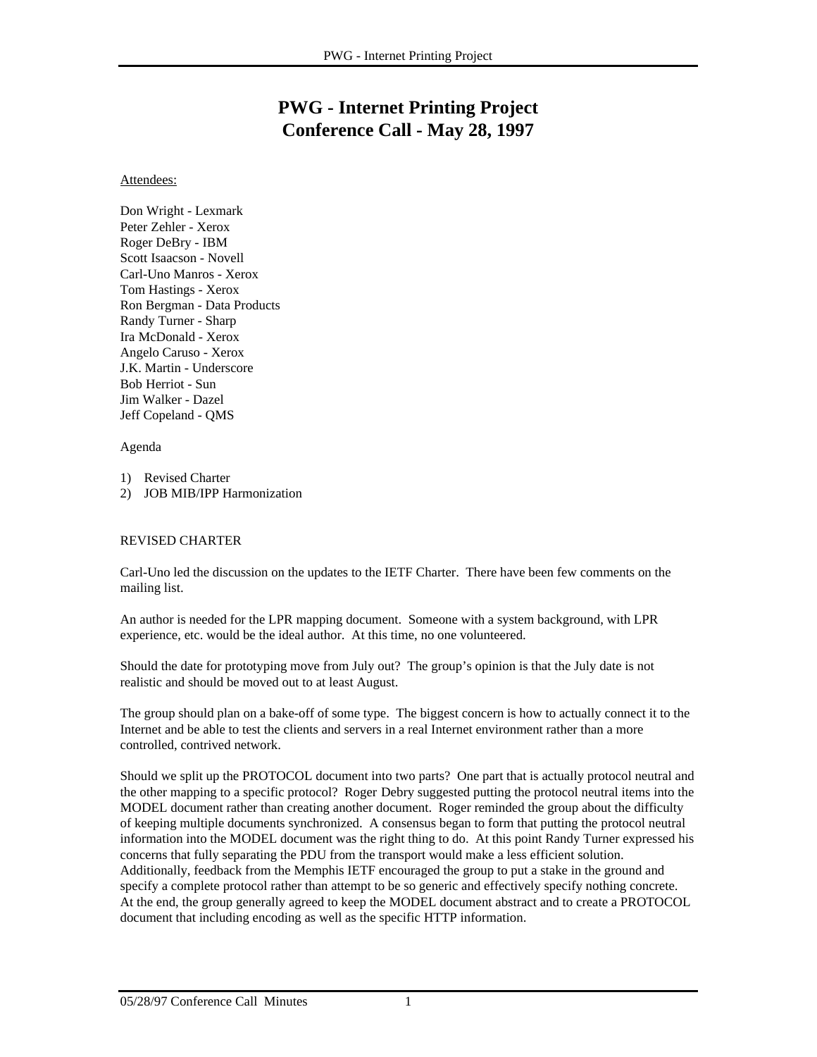# PWG - Internet Printing Project
# Conference Call - May 28, 1997

Attendees:

Don Wright - Lexmark
Peter Zehler - Xerox
Roger DeBry - IBM
Scott Isaacson - Novell
Carl-Uno Manros - Xerox
Tom Hastings - Xerox
Ron Bergman - Data Products
Randy Turner - Sharp
Ira McDonald - Xerox
Angelo Caruso - Xerox
J.K. Martin - Underscore
Bob Herriot - Sun
Jim Walker - Dazel
Jeff Copeland - QMS

Agenda

1) Revised Charter
2) JOB MIB/IPP Harmonization

REVISED CHARTER

Carl-Uno led the discussion on the updates to the IETF Charter. There have been few comments on the mailing list.

An author is needed for the LPR mapping document. Someone with a system background, with LPR experience, etc. would be the ideal author. At this time, no one volunteered.

Should the date for prototyping move from July out? The group's opinion is that the July date is not realistic and should be moved out to at least August.

The group should plan on a bake-off of some type. The biggest concern is how to actually connect it to the Internet and be able to test the clients and servers in a real Internet environment rather than a more controlled, contrived network.

Should we split up the PROTOCOL document into two parts? One part that is actually protocol neutral and the other mapping to a specific protocol? Roger Debry suggested putting the protocol neutral items into the MODEL document rather than creating another document. Roger reminded the group about the difficulty of keeping multiple documents synchronized. A consensus began to form that putting the protocol neutral information into the MODEL document was the right thing to do. At this point Randy Turner expressed his concerns that fully separating the PDU from the transport would make a less efficient solution. Additionally, feedback from the Memphis IETF encouraged the group to put a stake in the ground and specify a complete protocol rather than attempt to be so generic and effectively specify nothing concrete. At the end, the group generally agreed to keep the MODEL document abstract and to create a PROTOCOL document that including encoding as well as the specific HTTP information.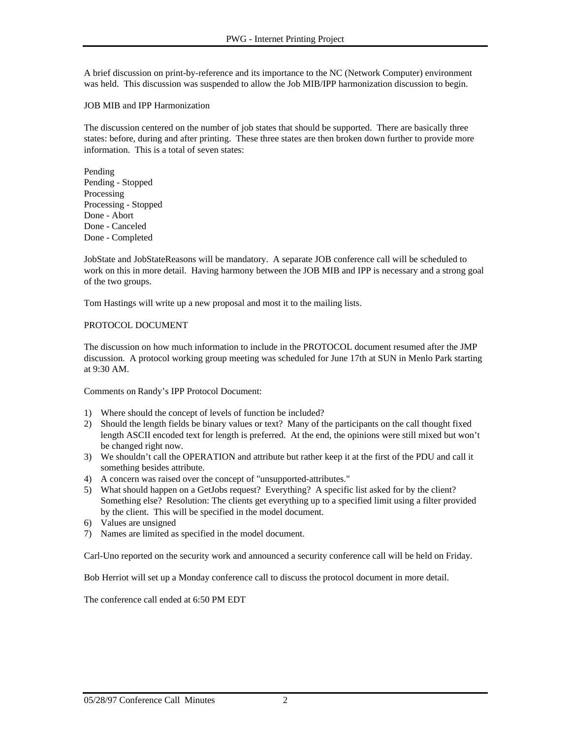A brief discussion on print-by-reference and its importance to the NC (Network Computer) environment was held. This discussion was suspended to allow the Job MIB/IPP harmonization discussion to begin.

JOB MIB and IPP Harmonization

The discussion centered on the number of job states that should be supported. There are basically three states: before, during and after printing. These three states are then broken down further to provide more information. This is a total of seven states:

Pending
Pending - Stopped
Processing
Processing - Stopped
Done - Abort
Done - Canceled
Done - Completed

JobState and JobStateReasons will be mandatory. A separate JOB conference call will be scheduled to work on this in more detail. Having harmony between the JOB MIB and IPP is necessary and a strong goal of the two groups.

Tom Hastings will write up a new proposal and most it to the mailing lists.

PROTOCOL DOCUMENT

The discussion on how much information to include in the PROTOCOL document resumed after the JMP discussion. A protocol working group meeting was scheduled for June 17th at SUN in Menlo Park starting at 9:30 AM.

Comments on Randy's IPP Protocol Document:

1) Where should the concept of levels of function be included?
2) Should the length fields be binary values or text? Many of the participants on the call thought fixed length ASCII encoded text for length is preferred. At the end, the opinions were still mixed but won't be changed right now.
3) We shouldn't call the OPERATION and attribute but rather keep it at the first of the PDU and call it something besides attribute.
4) A concern was raised over the concept of "unsupported-attributes."
5) What should happen on a GetJobs request? Everything? A specific list asked for by the client? Something else? Resolution: The clients get everything up to a specified limit using a filter provided by the client. This will be specified in the model document.
6) Values are unsigned
7) Names are limited as specified in the model document.

Carl-Uno reported on the security work and announced a security conference call will be held on Friday.

Bob Herriot will set up a Monday conference call to discuss the protocol document in more detail.

The conference call ended at 6:50 PM EDT